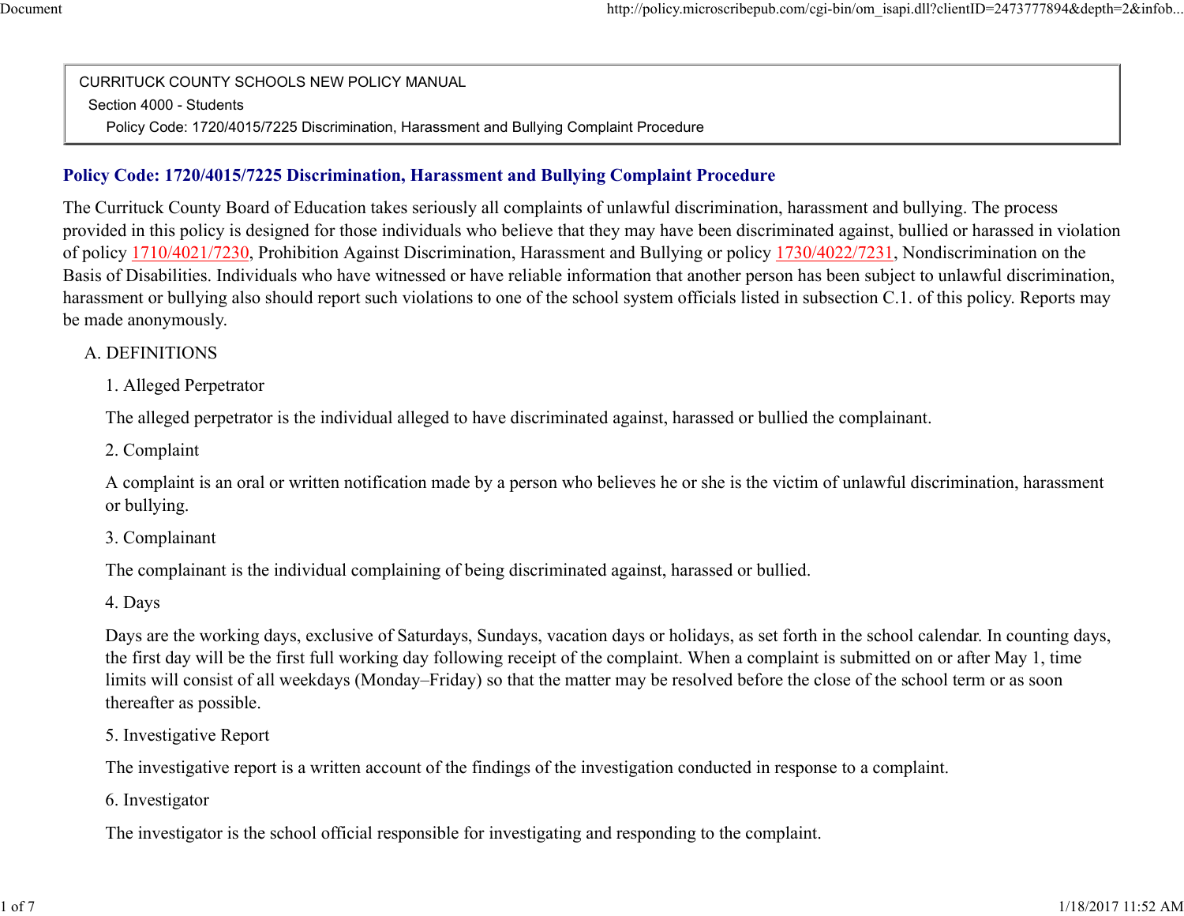CURRITUCK COUNTY SCHOOLS NEW POLICY MANUAL

Section 4000 - Students

Policy Code: 1720/4015/7225 Discrimination, Harassment and Bullying Complaint Procedure

## Policy Code: 1720/4015/7225 Discrimination, Harassment and Bullying Complaint Procedure

The Currituck County Board of Education takes seriously all complaints of unlawful discrimination, harassment and bullying. The process provided in this policy is designed for those individuals who believe that they may have been discriminated against, bullied or harassed in violation of policy 1710/4021/7230, Prohibition Against Discrimination, Harassment and Bullying or policy 1730/4022/7231, Nondiscrimination on the Basis of Disabilities. Individuals who have witnessed or have reliable information that another person has been subject to unlawful discrimination, harassment or bullying also should report such violations to one of the school system officials listed in subsection C.1. of this policy. Reports may be made anonymously.

A. DEFINITIONS

1. Alleged Perpetrator

The alleged perpetrator is the individual alleged to have discriminated against, harassed or bullied the complainant.

2. Complaint

A complaint is an oral or written notification made by a person who believes he or she is the victim of unlawful discrimination, harassment or bullying.

3. Complainant

The complainant is the individual complaining of being discriminated against, harassed or bullied.

4. Days

Days are the working days, exclusive of Saturdays, Sundays, vacation days or holidays, as set forth in the school calendar. In counting days, the first day will be the first full working day following receipt of the complaint. When a complaint is submitted on or after May 1, time limits will consist of all weekdays (Monday–Friday) so that the matter may be resolved before the close of the school term or as soon thereafter as possible.

5. Investigative Report

The investigative report is a written account of the findings of the investigation conducted in response to a complaint.

6. Investigator

The investigator is the school official responsible for investigating and responding to the complaint.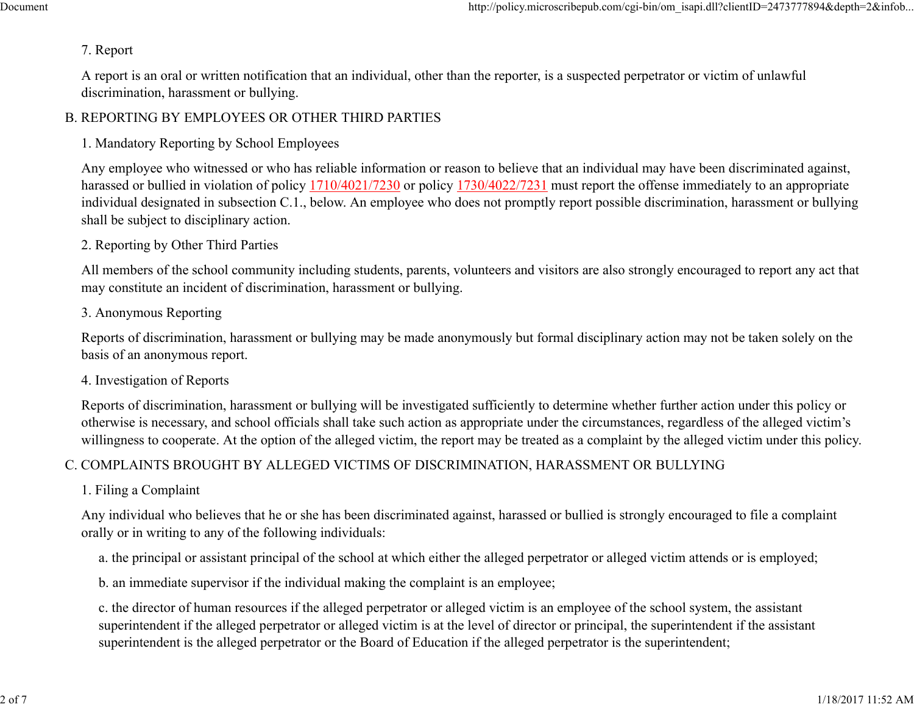7. Report

A report is an oral or written notification that an individual, other than the reporter, is a suspected perpetrator or victim of unlawful discrimination, harassment or bullying.

## B. REPORTING BY EMPLOYEES OR OTHER THIRD PARTIES

### 1. Mandatory Reporting by School Employees

Any employee who witnessed or who has reliable information or reason to believe that an individual may have been discriminated against, harassed or bullied in violation of policy 1710/4021/7230 or policy 1730/4022/7231 must report the offense immediately to an appropriate individual designated in subsection C.1., below. An employee who does not promptly report possible discrimination, harassment or bullying shall be subject to disciplinary action.

### 2. Reporting by Other Third Parties

All members of the school community including students, parents, volunteers and visitors are also strongly encouraged to report any act that may constitute an incident of discrimination, harassment or bullying.

### 3. Anonymous Reporting

Reports of discrimination, harassment or bullying may be made anonymously but formal disciplinary action may not be taken solely on the basis of an anonymous report.

### 4. Investigation of Reports

Reports of discrimination, harassment or bullying will be investigated sufficiently to determine whether further action under this policy or otherwise is necessary, and school officials shall take such action as appropriate under the circumstances, regardless of the alleged victim's willingness to cooperate. At the option of the alleged victim, the report may be treated as a complaint by the alleged victim under this policy.

## C. COMPLAINTS BROUGHT BY ALLEGED VICTIMS OF DISCRIMINATION, HARASSMENT OR BULLYING

### 1. Filing a Complaint

Any individual who believes that he or she has been discriminated against, harassed or bullied is strongly encouraged to file a complaint orally or in writing to any of the following individuals:

a. the principal or assistant principal of the school at which either the alleged perpetrator or alleged victim attends or is employed;

b. an immediate supervisor if the individual making the complaint is an employee;

c. the director of human resources if the alleged perpetrator or alleged victim is an employee of the school system, the assistant superintendent if the alleged perpetrator or alleged victim is at the level of director or principal, the superintendent if the assistant superintendent is the alleged perpetrator or the Board of Education if the alleged perpetrator is the superintendent;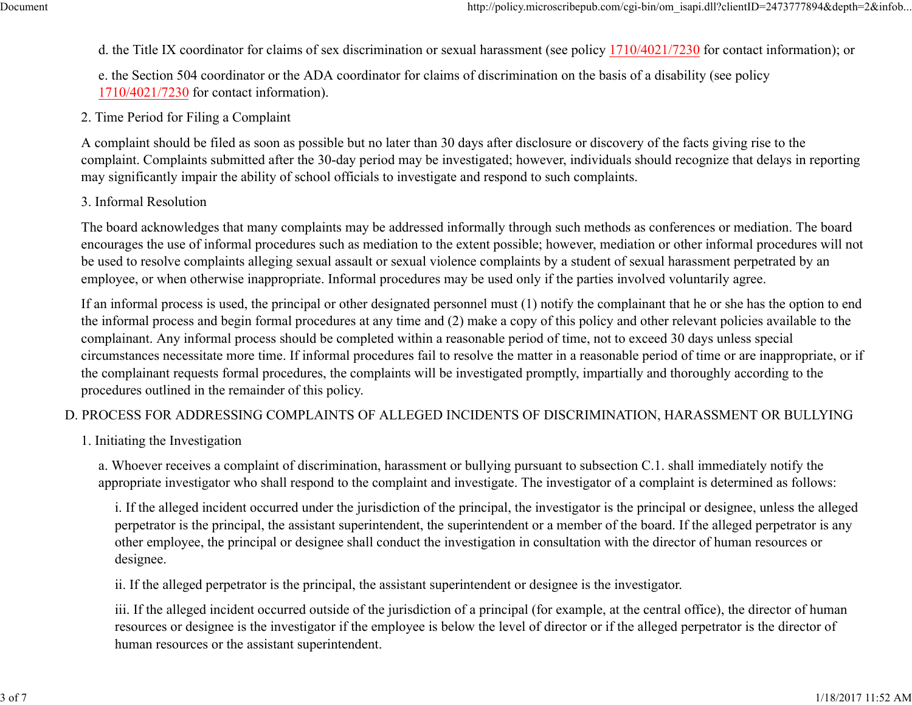d. the Title IX coordinator for claims of sex discrimination or sexual harassment (see policy 1710/4021/7230 for contact information); or

e. the Section 504 coordinator or the ADA coordinator for claims of discrimination on the basis of a disability (see policy 1710/4021/7230 for contact information).

2. Time Period for Filing a Complaint

A complaint should be filed as soon as possible but no later than 30 days after disclosure or discovery of the facts giving rise to the complaint. Complaints submitted after the 30-day period may be investigated; however, individuals should recognize that delays in reporting may significantly impair the ability of school officials to investigate and respond to such complaints.

3. Informal Resolution

The board acknowledges that many complaints may be addressed informally through such methods as conferences or mediation. The board encourages the use of informal procedures such as mediation to the extent possible; however, mediation or other informal procedures will not be used to resolve complaints alleging sexual assault or sexual violence complaints by a student of sexual harassment perpetrated by an employee, or when otherwise inappropriate. Informal procedures may be used only if the parties involved voluntarily agree.

If an informal process is used, the principal or other designated personnel must (1) notify the complainant that he or she has the option to end the informal process and begin formal procedures at any time and (2) make a copy of this policy and other relevant policies available to the complainant. Any informal process should be completed within a reasonable period of time, not to exceed 30 days unless special circumstances necessitate more time. If informal procedures fail to resolve the matter in a reasonable period of time or are inappropriate, or if the complainant requests formal procedures, the complaints will be investigated promptly, impartially and thoroughly according to the procedures outlined in the remainder of this policy.

## D. PROCESS FOR ADDRESSING COMPLAINTS OF ALLEGED INCIDENTS OF DISCRIMINATION, HARASSMENT OR BULLYING

1. Initiating the Investigation

a. Whoever receives a complaint of discrimination, harassment or bullying pursuant to subsection C.1. shall immediately notify the appropriate investigator who shall respond to the complaint and investigate. The investigator of a complaint is determined as follows:

i. If the alleged incident occurred under the jurisdiction of the principal, the investigator is the principal or designee, unless the alleged perpetrator is the principal, the assistant superintendent, the superintendent or a member of the board. If the alleged perpetrator is any other employee, the principal or designee shall conduct the investigation in consultation with the director of human resources or designee.

ii. If the alleged perpetrator is the principal, the assistant superintendent or designee is the investigator.

iii. If the alleged incident occurred outside of the jurisdiction of a principal (for example, at the central office), the director of human resources or designee is the investigator if the employee is below the level of director or if the alleged perpetrator is the director of human resources or the assistant superintendent.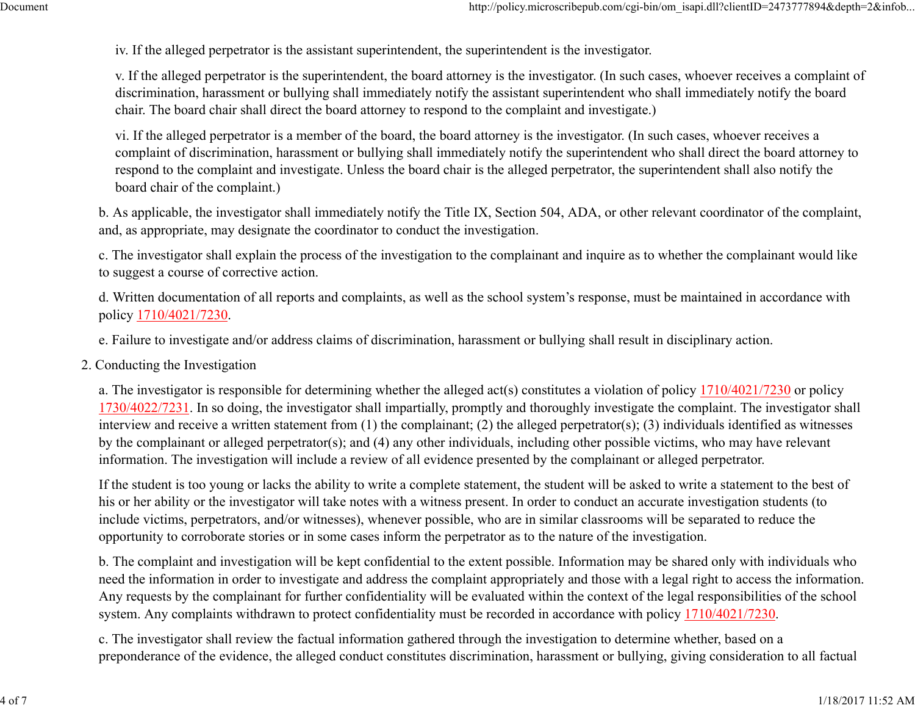iv. If the alleged perpetrator is the assistant superintendent, the superintendent is the investigator.

v. If the alleged perpetrator is the superintendent, the board attorney is the investigator. (In such cases, whoever receives a complaint of discrimination, harassment or bullying shall immediately notify the assistant superintendent who shall immediately notify the board chair. The board chair shall direct the board attorney to respond to the complaint and investigate.)

vi. If the alleged perpetrator is a member of the board, the board attorney is the investigator. (In such cases, whoever receives a complaint of discrimination, harassment or bullying shall immediately notify the superintendent who shall direct the board attorney to respond to the complaint and investigate. Unless the board chair is the alleged perpetrator, the superintendent shall also notify the board chair of the complaint.)

b. As applicable, the investigator shall immediately notify the Title IX, Section 504, ADA, or other relevant coordinator of the complaint, and, as appropriate, may designate the coordinator to conduct the investigation.

c. The investigator shall explain the process of the investigation to the complainant and inquire as to whether the complainant would like to suggest a course of corrective action.

d. Written documentation of all reports and complaints, as well as the school system's response, must be maintained in accordance with policy 1710/4021/7230.

e. Failure to investigate and/or address claims of discrimination, harassment or bullying shall result in disciplinary action.

2. Conducting the Investigation

a. The investigator is responsible for determining whether the alleged act(s) constitutes a violation of policy 1710/4021/7230 or policy 1730/4022/7231. In so doing, the investigator shall impartially, promptly and thoroughly investigate the complaint. The investigator shall interview and receive a written statement from (1) the complainant; (2) the alleged perpetrator(s); (3) individuals identified as witnesses by the complainant or alleged perpetrator(s); and (4) any other individuals, including other possible victims, who may have relevant information. The investigation will include a review of all evidence presented by the complainant or alleged perpetrator.

If the student is too young or lacks the ability to write a complete statement, the student will be asked to write a statement to the best of his or her ability or the investigator will take notes with a witness present. In order to conduct an accurate investigation students (to include victims, perpetrators, and/or witnesses), whenever possible, who are in similar classrooms will be separated to reduce the opportunity to corroborate stories or in some cases inform the perpetrator as to the nature of the investigation.

b. The complaint and investigation will be kept confidential to the extent possible. Information may be shared only with individuals who need the information in order to investigate and address the complaint appropriately and those with a legal right to access the information. Any requests by the complainant for further confidentiality will be evaluated within the context of the legal responsibilities of the school system. Any complaints withdrawn to protect confidentiality must be recorded in accordance with policy 1710/4021/7230.

c. The investigator shall review the factual information gathered through the investigation to determine whether, based on a preponderance of the evidence, the alleged conduct constitutes discrimination, harassment or bullying, giving consideration to all factual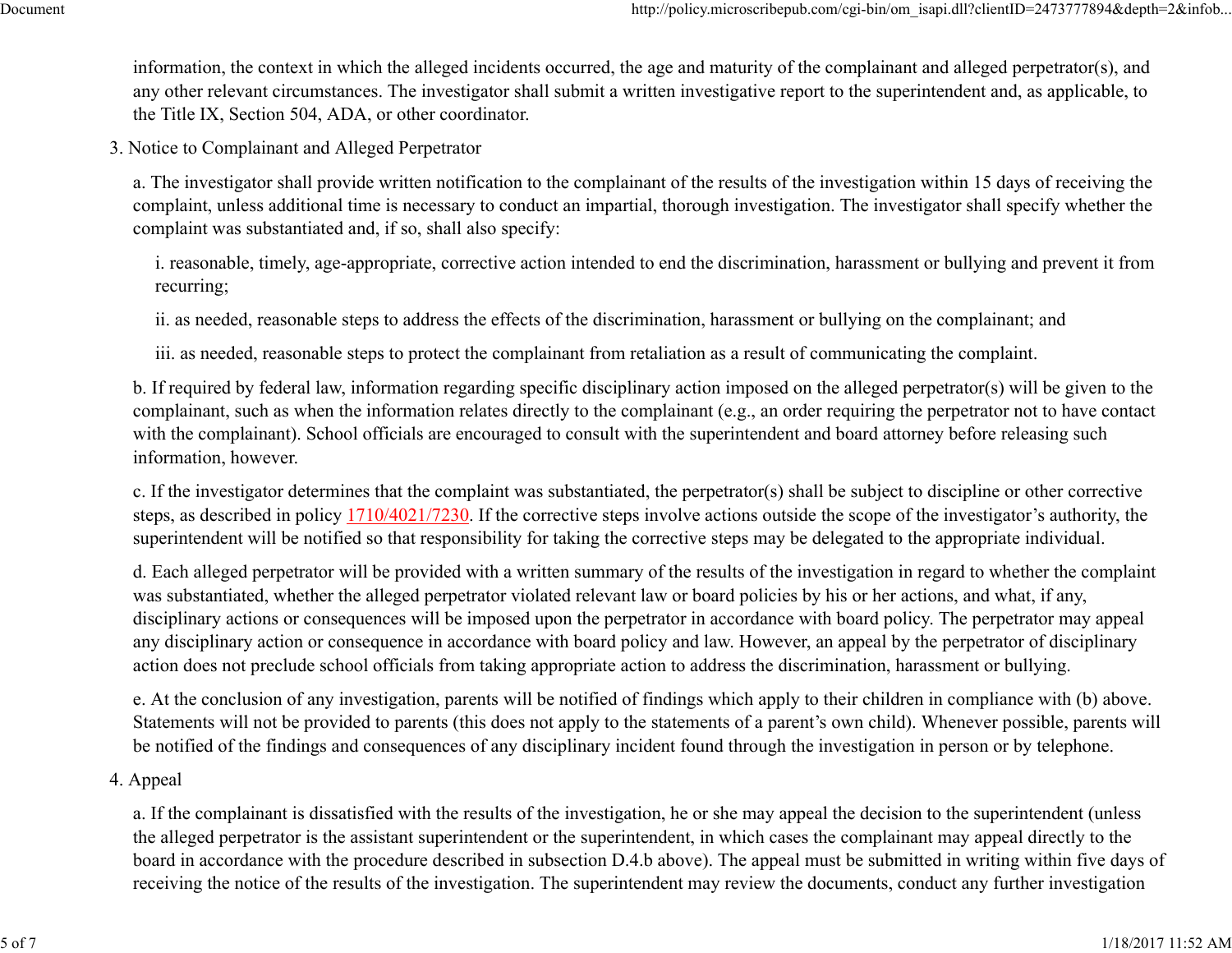information, the context in which the alleged incidents occurred, the age and maturity of the complainant and alleged perpetrator(s), and any other relevant circumstances. The investigator shall submit a written investigative report to the superintendent and, as applicable, to the Title IX, Section 504, ADA, or other coordinator.

3. Notice to Complainant and Alleged Perpetrator

   a. The investigator shall provide written notification to the complainant of the results of the investigation within 15 days of receiving the complaint, unless additional time is necessary to conduct an impartial, thorough investigation. The investigator shall specify whether the complaint was substantiated and, if so, shall also specify:

      i. reasonable, timely, age-appropriate, corrective action intended to end the discrimination, harassment or bullying and prevent it from recurring;

      ii. as needed, reasonable steps to address the effects of the discrimination, harassment or bullying on the complainant; and

      iii. as needed, reasonable steps to protect the complainant from retaliation as a result of communicating the complaint.

   b. If required by federal law, information regarding specific disciplinary action imposed on the alleged perpetrator(s) will be given to the complainant, such as when the information relates directly to the complainant (e.g., an order requiring the perpetrator not to have contact with the complainant). School officials are encouraged to consult with the superintendent and board attorney before releasing such information, however.

   c. If the investigator determines that the complaint was substantiated, the perpetrator(s) shall be subject to discipline or other corrective steps, as described in policy 1710/4021/7230. If the corrective steps involve actions outside the scope of the investigator's authority, the superintendent will be notified so that responsibility for taking the corrective steps may be delegated to the appropriate individual.

   d. Each alleged perpetrator will be provided with a written summary of the results of the investigation in regard to whether the complaint was substantiated, whether the alleged perpetrator violated relevant law or board policies by his or her actions, and what, if any, disciplinary actions or consequences will be imposed upon the perpetrator in accordance with board policy. The perpetrator may appeal any disciplinary action or consequence in accordance with board policy and law. However, an appeal by the perpetrator of disciplinary action does not preclude school officials from taking appropriate action to address the discrimination, harassment or bullying.

   e. At the conclusion of any investigation, parents will be notified of findings which apply to their children in compliance with (b) above. Statements will not be provided to parents (this does not apply to the statements of a parent's own child). Whenever possible, parents will be notified of the findings and consequences of any disciplinary incident found through the investigation in person or by telephone.

4. Appeal

   a. If the complainant is dissatisfied with the results of the investigation, he or she may appeal the decision to the superintendent (unless the alleged perpetrator is the assistant superintendent or the superintendent, in which cases the complainant may appeal directly to the board in accordance with the procedure described in subsection D.4.b above). The appeal must be submitted in writing within five days of receiving the notice of the results of the investigation. The superintendent may review the documents, conduct any further investigation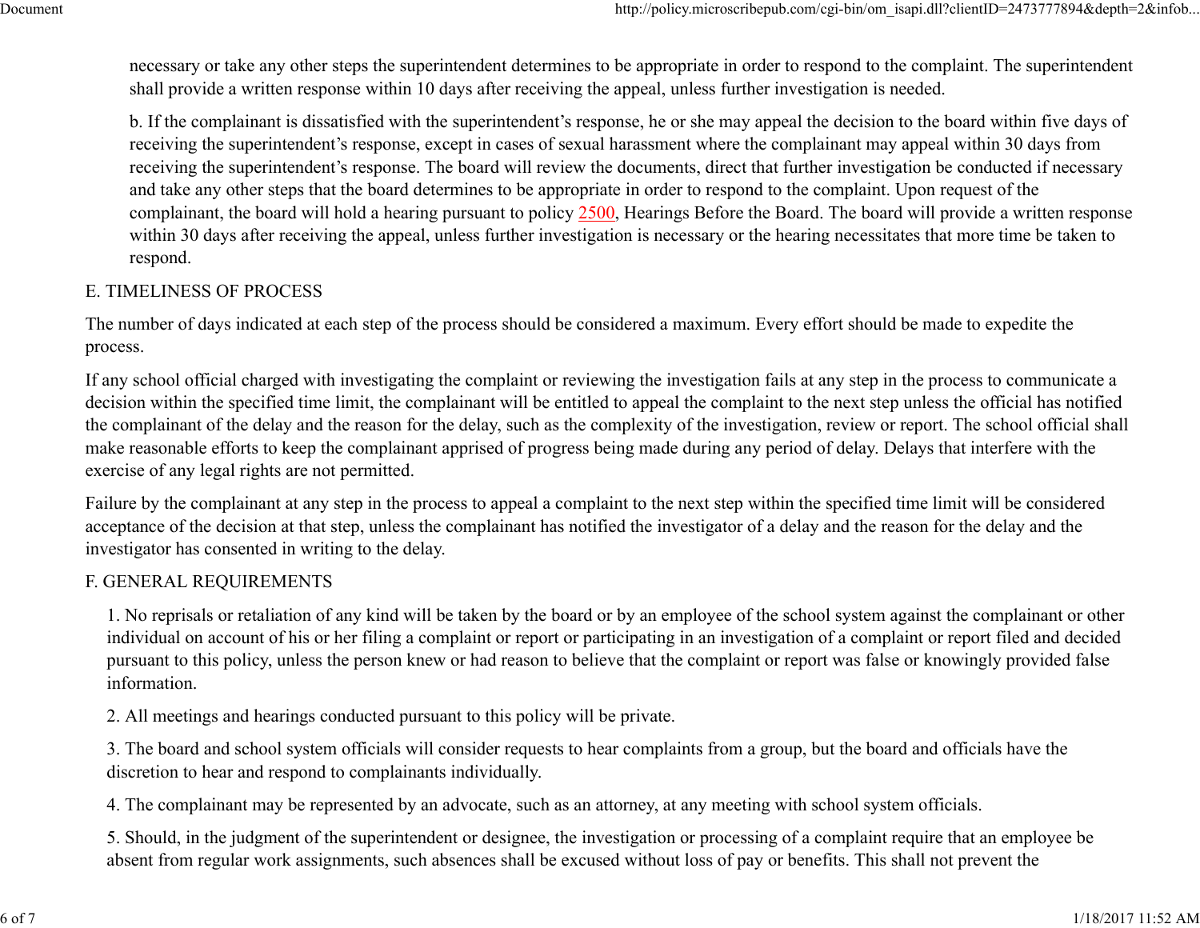necessary or take any other steps the superintendent determines to be appropriate in order to respond to the complaint. The superintendent shall provide a written response within 10 days after receiving the appeal, unless further investigation is needed.

b. If the complainant is dissatisfied with the superintendent's response, he or she may appeal the decision to the board within five days of receiving the superintendent's response, except in cases of sexual harassment where the complainant may appeal within 30 days from receiving the superintendent's response. The board will review the documents, direct that further investigation be conducted if necessary and take any other steps that the board determines to be appropriate in order to respond to the complaint. Upon request of the complainant, the board will hold a hearing pursuant to policy 2500, Hearings Before the Board. The board will provide a written response within 30 days after receiving the appeal, unless further investigation is necessary or the hearing necessitates that more time be taken to respond.

## E. TIMELINESS OF PROCESS

The number of days indicated at each step of the process should be considered a maximum. Every effort should be made to expedite the process.

If any school official charged with investigating the complaint or reviewing the investigation fails at any step in the process to communicate a decision within the specified time limit, the complainant will be entitled to appeal the complaint to the next step unless the official has notified the complainant of the delay and the reason for the delay, such as the complexity of the investigation, review or report. The school official shall make reasonable efforts to keep the complainant apprised of progress being made during any period of delay. Delays that interfere with the exercise of any legal rights are not permitted.

Failure by the complainant at any step in the process to appeal a complaint to the next step within the specified time limit will be considered acceptance of the decision at that step, unless the complainant has notified the investigator of a delay and the reason for the delay and the investigator has consented in writing to the delay.

## F. GENERAL REQUIREMENTS

1. No reprisals or retaliation of any kind will be taken by the board or by an employee of the school system against the complainant or other individual on account of his or her filing a complaint or report or participating in an investigation of a complaint or report filed and decided pursuant to this policy, unless the person knew or had reason to believe that the complaint or report was false or knowingly provided false information.

2. All meetings and hearings conducted pursuant to this policy will be private.

3. The board and school system officials will consider requests to hear complaints from a group, but the board and officials have the discretion to hear and respond to complainants individually.

4. The complainant may be represented by an advocate, such as an attorney, at any meeting with school system officials.

5. Should, in the judgment of the superintendent or designee, the investigation or processing of a complaint require that an employee be absent from regular work assignments, such absences shall be excused without loss of pay or benefits. This shall not prevent the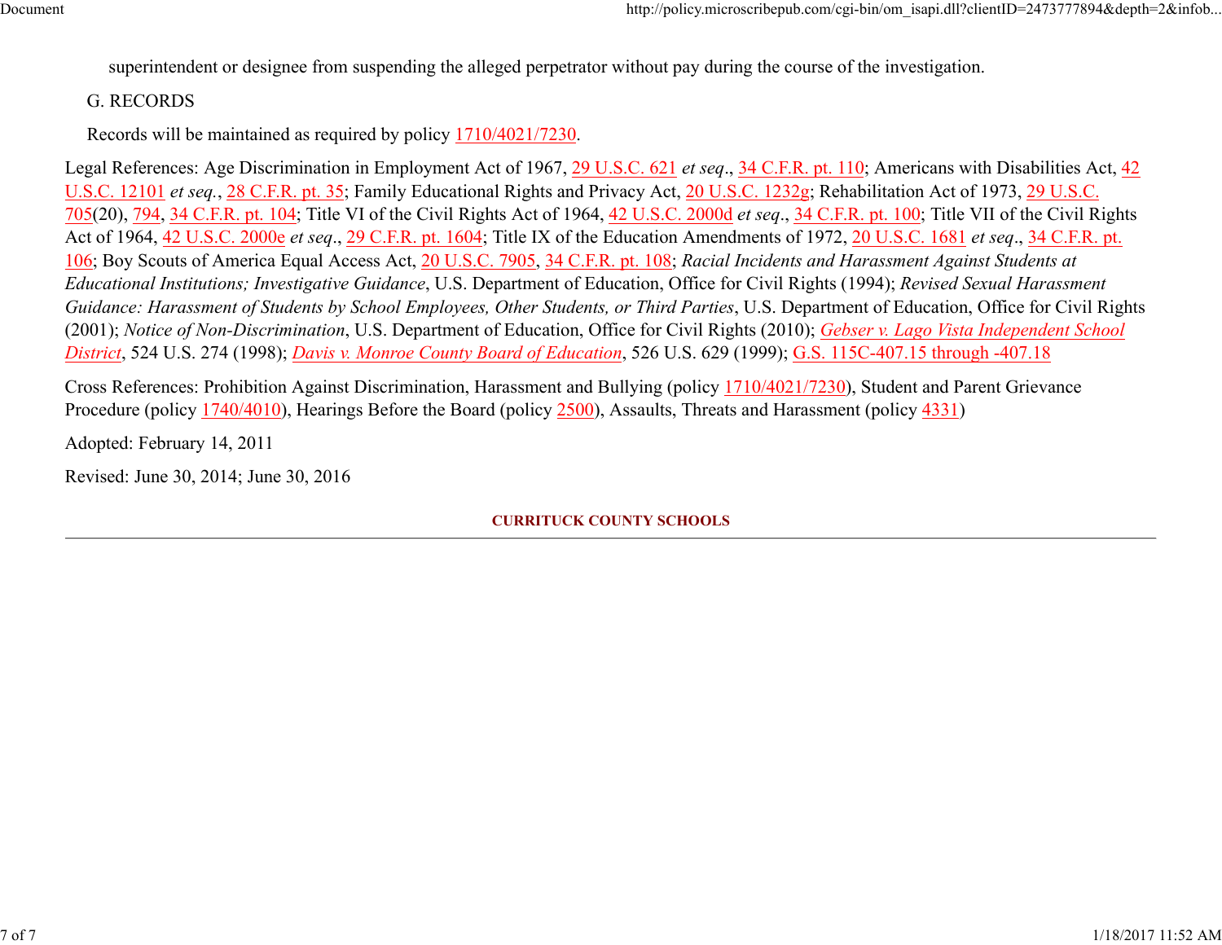superintendent or designee from suspending the alleged perpetrator without pay during the course of the investigation.

G. RECORDS

Records will be maintained as required by policy 1710/4021/7230.

Legal References: Age Discrimination in Employment Act of 1967, 29 U.S.C. 621 *et seq*., 34 C.F.R. pt. 110; Americans with Disabilities Act, 42 U.S.C. 12101 *et seq.*, 28 C.F.R. pt. 35; Family Educational Rights and Privacy Act, 20 U.S.C. 1232g; Rehabilitation Act of 1973, 29 U.S.C. 705(20), 794, 34 C.F.R. pt. 104; Title VI of the Civil Rights Act of 1964, 42 U.S.C. 2000d *et seq*., 34 C.F.R. pt. 100; Title VII of the Civil Rights Act of 1964, 42 U.S.C. 2000e *et seq*., 29 C.F.R. pt. 1604; Title IX of the Education Amendments of 1972, 20 U.S.C. 1681 *et seq*., 34 C.F.R. pt. 106; Boy Scouts of America Equal Access Act, 20 U.S.C. 7905, 34 C.F.R. pt. 108; *Racial Incidents and Harassment Against Students at Educational Institutions; Investigative Guidance*, U.S. Department of Education, Office for Civil Rights (1994); *Revised Sexual Harassment Guidance: Harassment of Students by School Employees, Other Students, or Third Parties*, U.S. Department of Education, Office for Civil Rights (2001); *Notice of Non-Discrimination*, U.S. Department of Education, Office for Civil Rights (2010); *Gebser v. Lago Vista Independent School District*, 524 U.S. 274 (1998); *Davis v. Monroe County Board of Education*, 526 U.S. 629 (1999); G.S. 115C-407.15 through -407.18

Cross References: Prohibition Against Discrimination, Harassment and Bullying (policy 1710/4021/7230), Student and Parent Grievance Procedure (policy 1740/4010), Hearings Before the Board (policy 2500), Assaults, Threats and Harassment (policy 4331)

Adopted: February 14, 2011

Revised: June 30, 2014; June 30, 2016

**CURRITUCK COUNTY SCHOOLS**